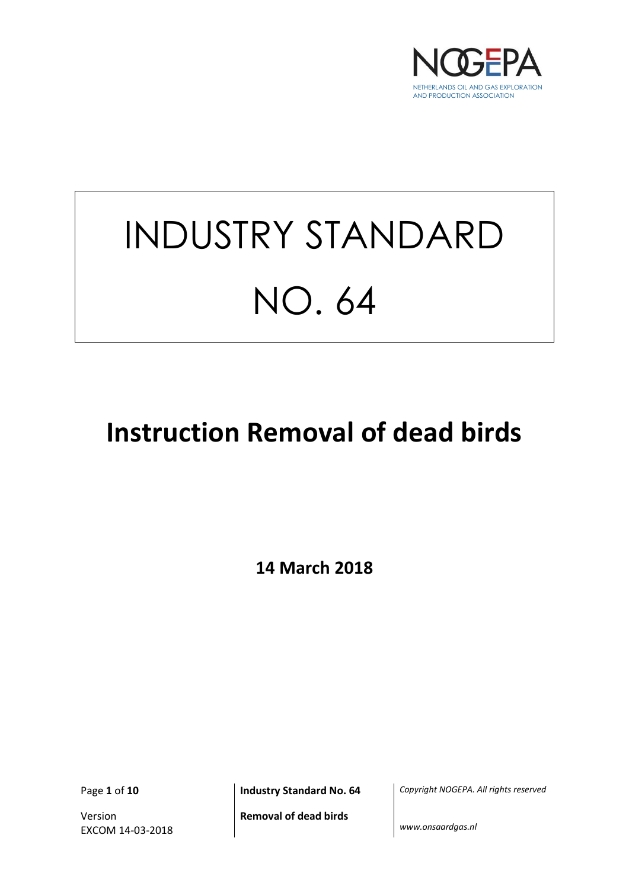NETHERLANDS OIL AND GAS EXPLORATION AND PRODUCTION ASSOCIATION

# INDUSTRY STANDARD NO. 64

# Instruction Removal of dead birds

**14 March 2018**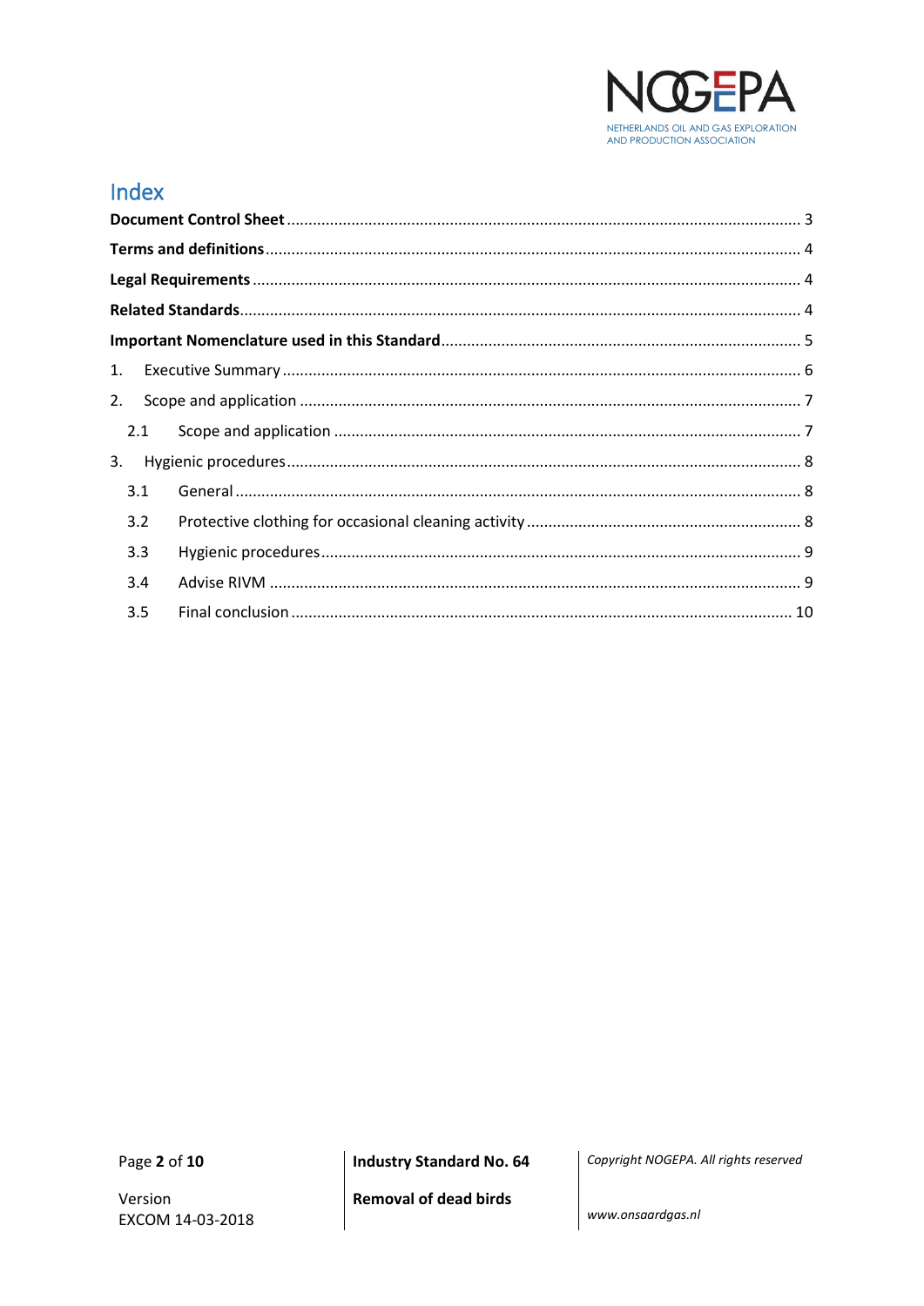# Index

**Document Control Sheet** ............................................................ 3

**Terms and definitions** ............................................................ 4

**Legal Requirements** ............................................................ 4

**Related Standards** ............................................................ 4

**Important Nomenclature used in this Standard** ............................................................ 5

1. Executive Summary ............................................................ 6
2. Scope and application ............................................................ 7
   - 2.1 Scope and application ............................................................ 7
3. Hygienic procedures ............................................................ 8
   - 3.1 General ............................................................ 8
   - 3.2 Protective clothing for occasional cleaning activity ............................................................ 8
   - 3.3 Hygienic procedures ............................................................ 9
   - 3.4 Advise RIVM ............................................................ 9
   - 3.5 Final conclusion ............................................................ 10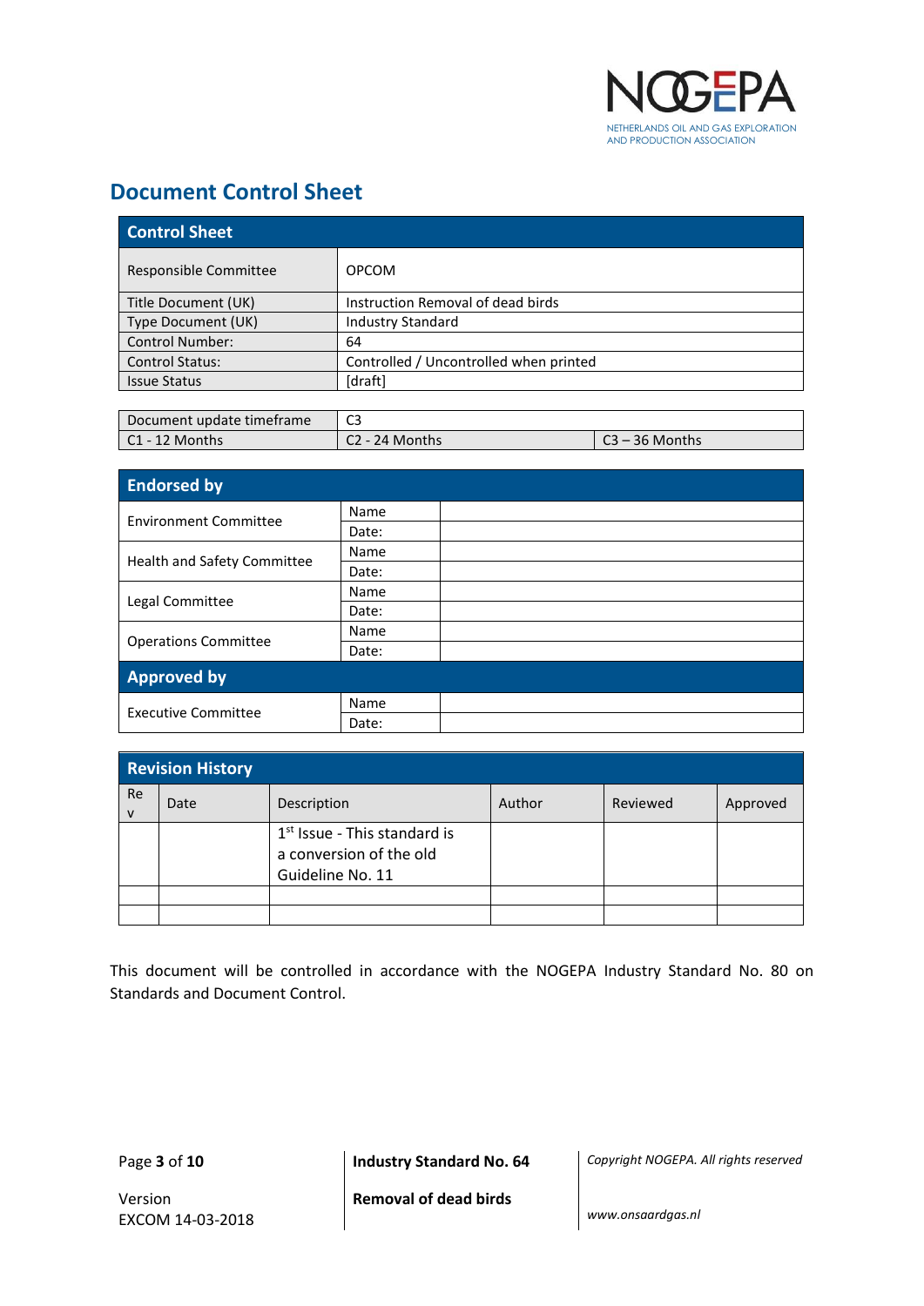NOGEPA
NETHERLANDS OIL AND GAS EXPLORATION AND PRODUCTION ASSOCIATION

# Document Control Sheet

| Control Sheet | | |
|---|---|---|
| Responsible Committee | OPCOM | |
| Title Document (UK) | Instruction Removal of dead birds | |
| Type Document (UK) | Industry Standard | |
| Control Number: | 64 | |
| Control Status: | Controlled / Uncontrolled when printed | |
| Issue Status | [draft] | |

| Document update timeframe | C3 | |
|---|---|---|
| C1 - 12 Months | C2 - 24 Months | C3 – 36 Months |

| Endorsed by | | |
|---|---|---|
| Environment Committee | Name | |
| | Date: | |
| Health and Safety Committee | Name | |
| | Date: | |
| Legal Committee | Name | |
| | Date: | |
| Operations Committee | Name | |
| | Date: | |
| **Approved by** | | |
| Executive Committee | Name | |
| | Date: | |

| Revision History | | | | | |
|---|---|---|---|---|---|
| Rev | Date | Description | Author | Reviewed | Approved |
| | | 1st Issue - This standard is a conversion of the old Guideline No. 11 | | | |
| | | | | | |
| | | | | | |

This document will be controlled in accordance with the NOGEPA Industry Standard No. 80 on Standards and Document Control.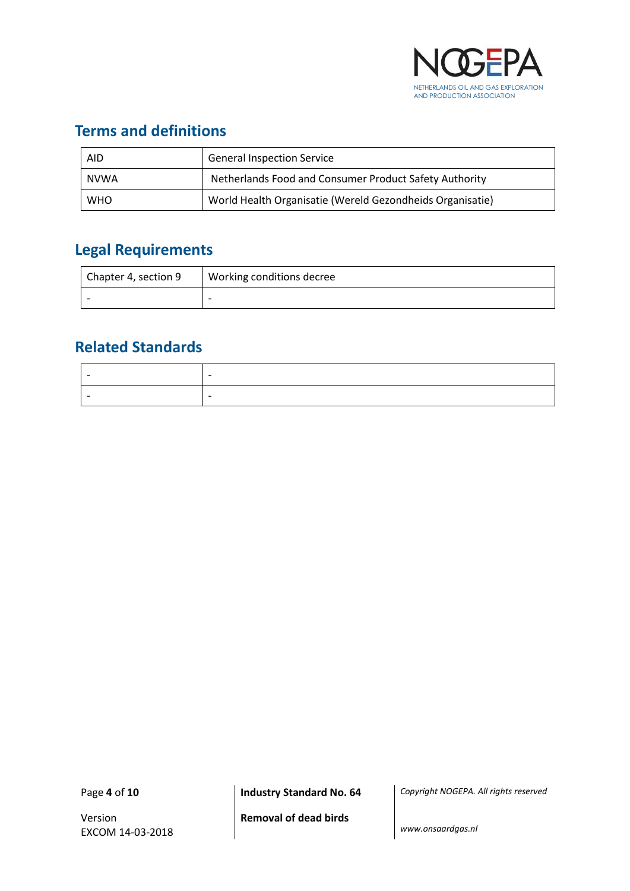## Terms and definitions

| AID | General Inspection Service |
|---|---|
| NVWA | Netherlands Food and Consumer Product Safety Authority |
| WHO | World Health Organisatie (Wereld Gezondheids Organisatie) |

## Legal Requirements

| Chapter 4, section 9 | Working conditions decree |
|---|---|
| - | - |

## Related Standards

| - | - |
|---|---|
| - | - |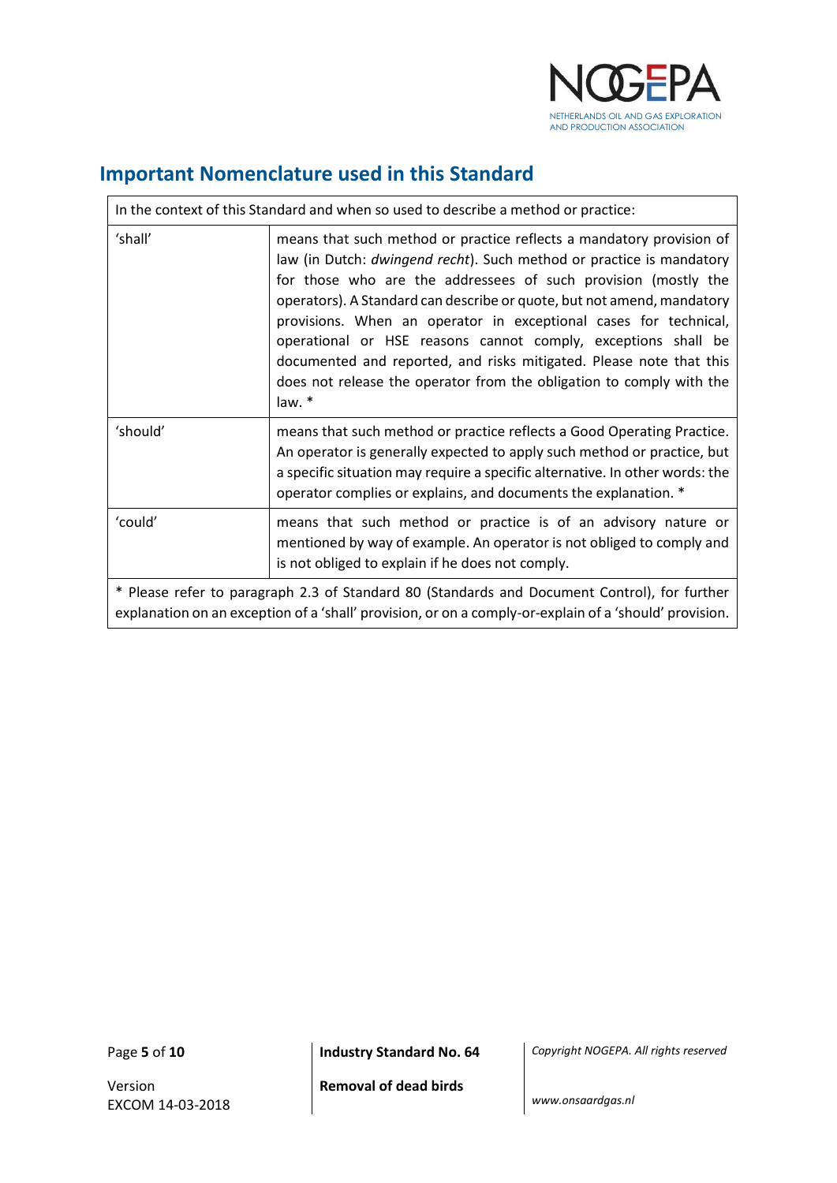## Important Nomenclature used in this Standard

| In the context of this Standard and when so used to describe a method or practice: | |
|---|---|
| 'shall' | means that such method or practice reflects a mandatory provision of law (in Dutch: *dwingend recht*). Such method or practice is mandatory for those who are the addressees of such provision (mostly the operators). A Standard can describe or quote, but not amend, mandatory provisions. When an operator in exceptional cases for technical, operational or HSE reasons cannot comply, exceptions shall be documented and reported, and risks mitigated. Please note that this does not release the operator from the obligation to comply with the law. * |
| 'should' | means that such method or practice reflects a Good Operating Practice. An operator is generally expected to apply such method or practice, but a specific situation may require a specific alternative. In other words: the operator complies or explains, and documents the explanation. * |
| 'could' | means that such method or practice is of an advisory nature or mentioned by way of example. An operator is not obliged to comply and is not obliged to explain if he does not comply. |
| * Please refer to paragraph 2.3 of Standard 80 (Standards and Document Control), for further explanation on an exception of a 'shall' provision, or on a comply-or-explain of a 'should' provision. | |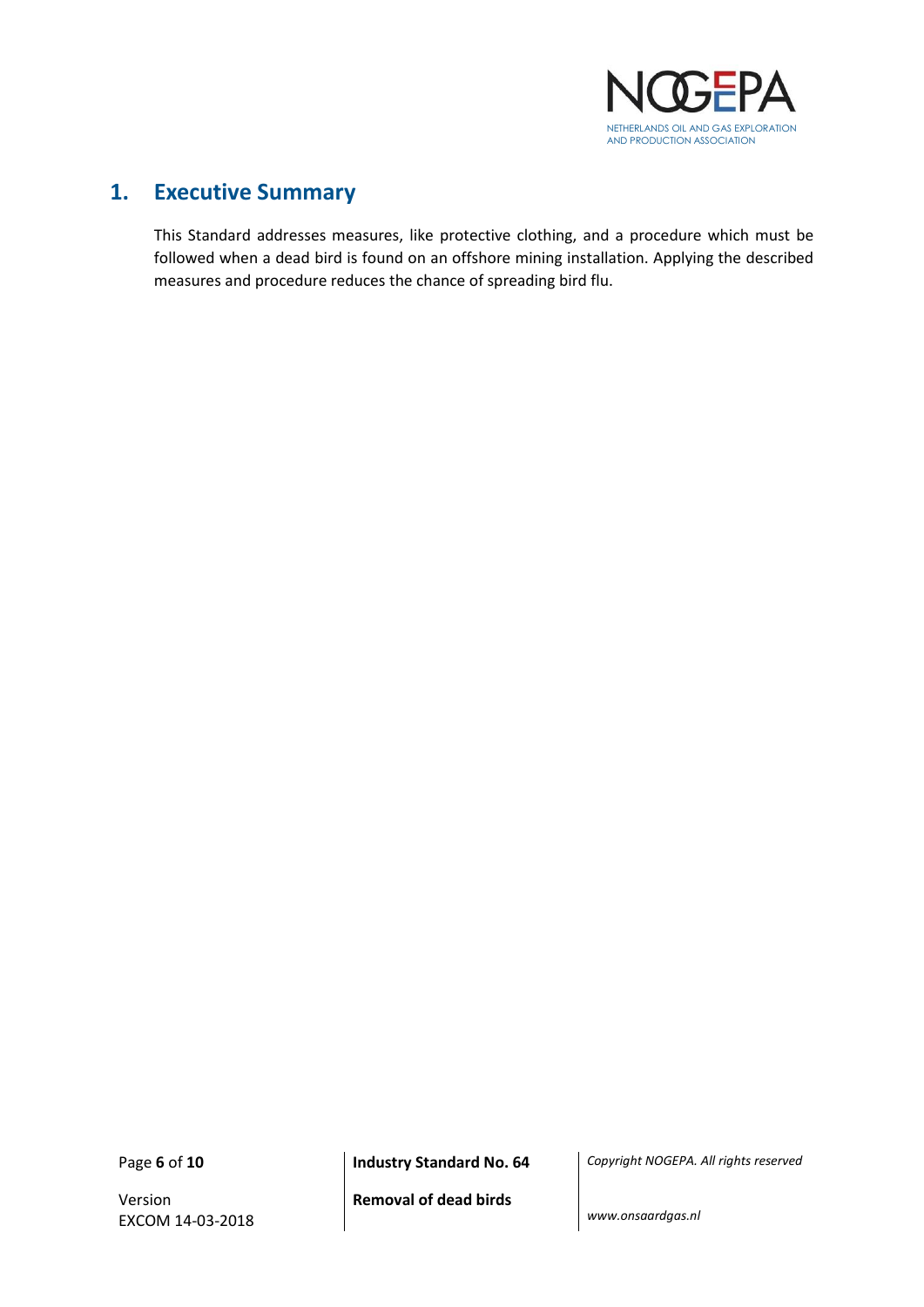# 1. Executive Summary

This Standard addresses measures, like protective clothing, and a procedure which must be followed when a dead bird is found on an offshore mining installation. Applying the described measures and procedure reduces the chance of spreading bird flu.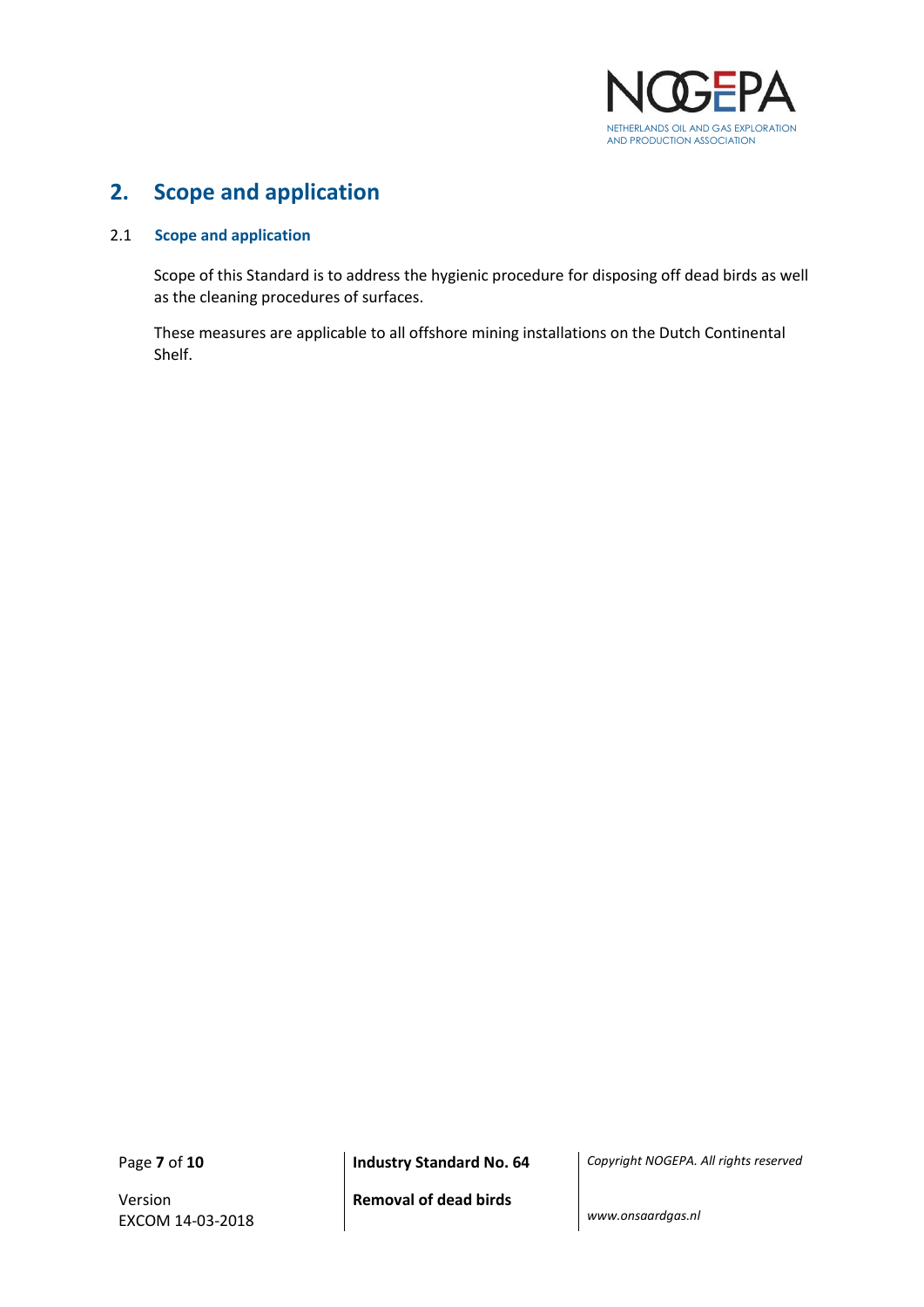## 2. Scope and application

### 2.1 Scope and application

Scope of this Standard is to address the hygienic procedure for disposing off dead birds as well as the cleaning procedures of surfaces.

These measures are applicable to all offshore mining installations on the Dutch Continental Shelf.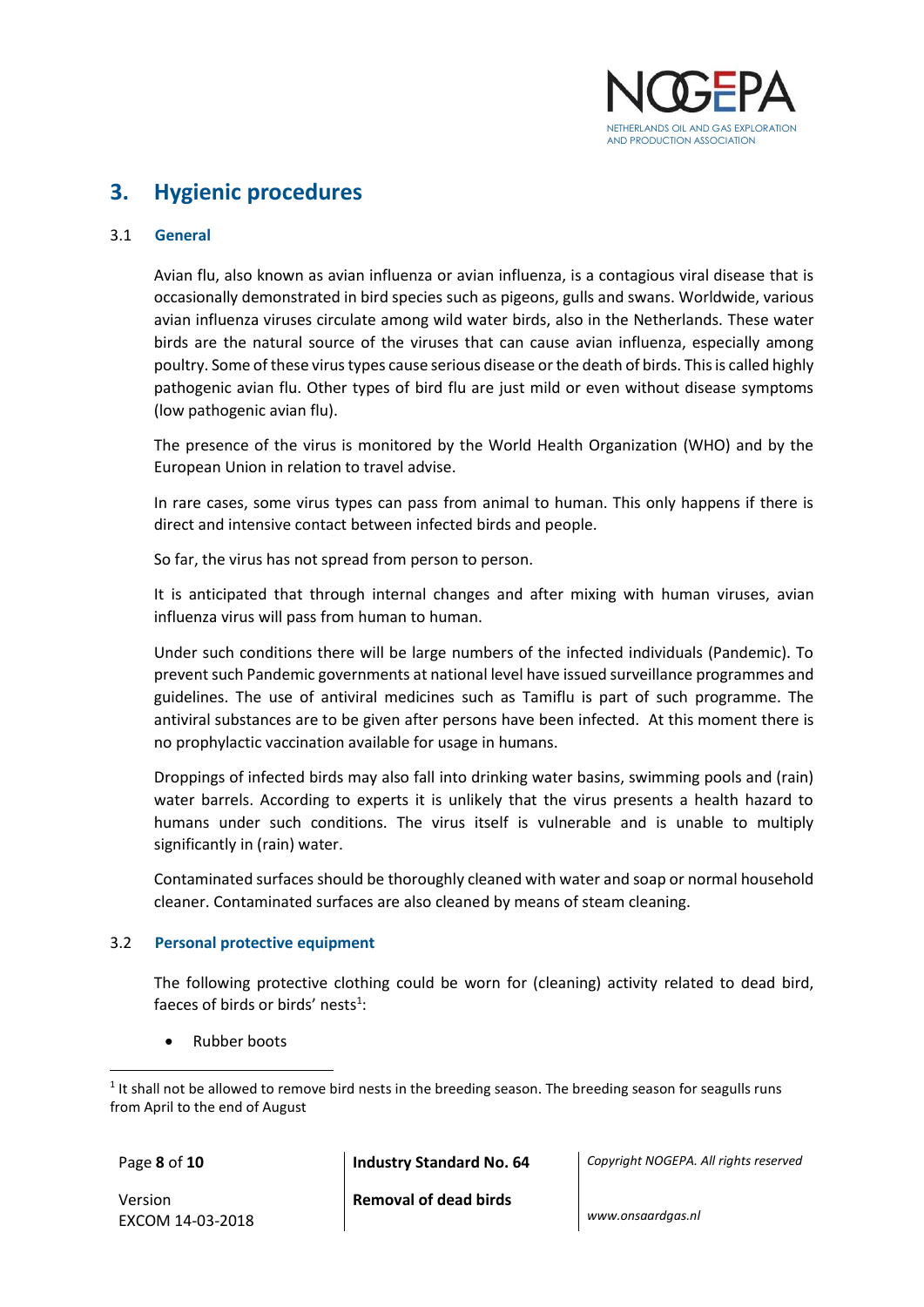# 3. Hygienic procedures

## 3.1 General

Avian flu, also known as avian influenza or avian influenza, is a contagious viral disease that is occasionally demonstrated in bird species such as pigeons, gulls and swans. Worldwide, various avian influenza viruses circulate among wild water birds, also in the Netherlands. These water birds are the natural source of the viruses that can cause avian influenza, especially among poultry. Some of these virus types cause serious disease or the death of birds. This is called highly pathogenic avian flu. Other types of bird flu are just mild or even without disease symptoms (low pathogenic avian flu).

The presence of the virus is monitored by the World Health Organization (WHO) and by the European Union in relation to travel advise.

In rare cases, some virus types can pass from animal to human. This only happens if there is direct and intensive contact between infected birds and people.

So far, the virus has not spread from person to person.

It is anticipated that through internal changes and after mixing with human viruses, avian influenza virus will pass from human to human.

Under such conditions there will be large numbers of the infected individuals (Pandemic). To prevent such Pandemic governments at national level have issued surveillance programmes and guidelines. The use of antiviral medicines such as Tamiflu is part of such programme. The antiviral substances are to be given after persons have been infected. At this moment there is no prophylactic vaccination available for usage in humans.

Droppings of infected birds may also fall into drinking water basins, swimming pools and (rain) water barrels. According to experts it is unlikely that the virus presents a health hazard to humans under such conditions. The virus itself is vulnerable and is unable to multiply significantly in (rain) water.

Contaminated surfaces should be thoroughly cleaned with water and soap or normal household cleaner. Contaminated surfaces are also cleaned by means of steam cleaning.

## 3.2 Personal protective equipment

The following protective clothing could be worn for (cleaning) activity related to dead bird, faeces of birds or birds' nests[1]:

- Rubber boots

[1] It shall not be allowed to remove bird nests in the breeding season. The breeding season for seagulls runs from April to the end of August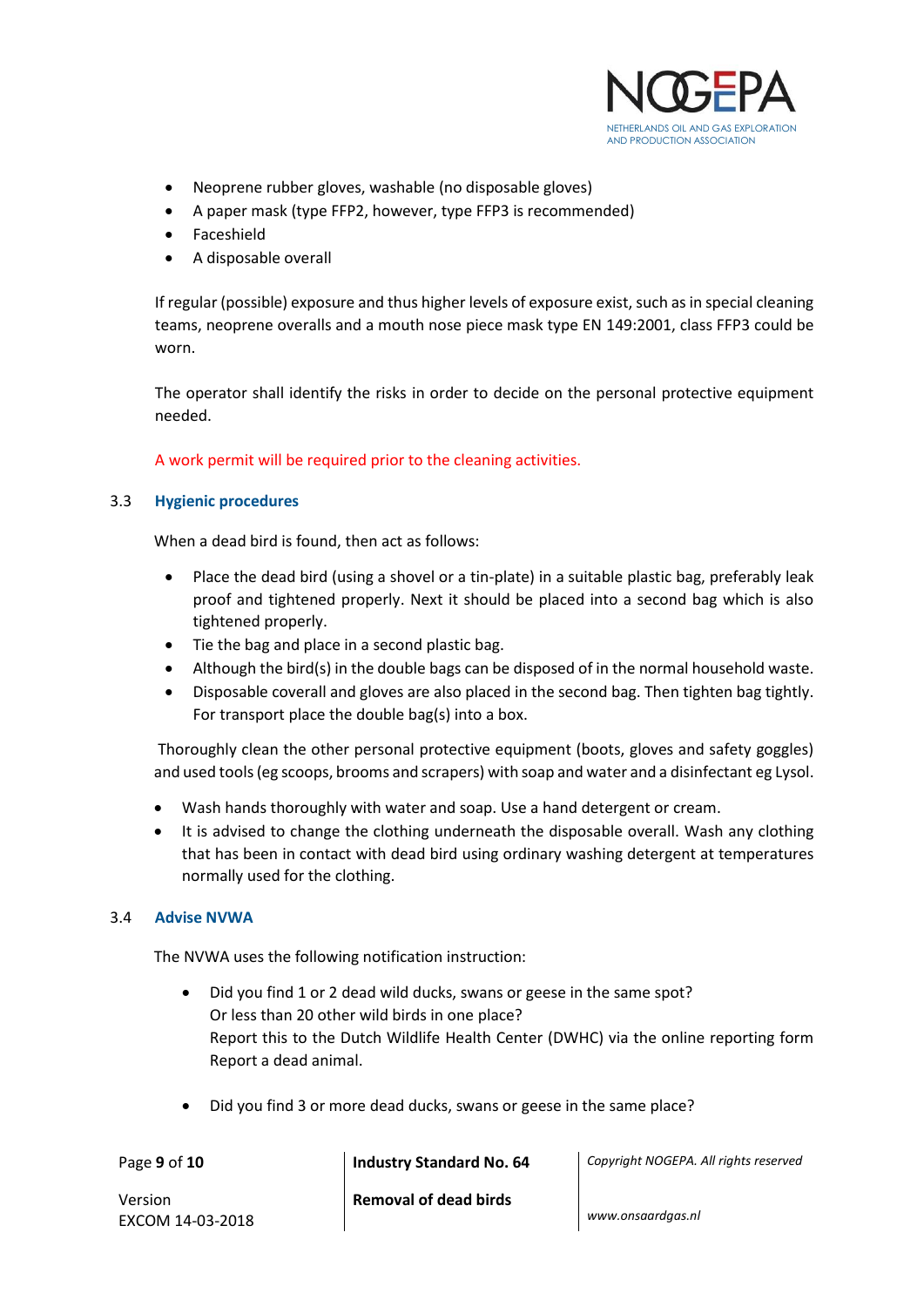- Neoprene rubber gloves, washable (no disposable gloves)
- A paper mask (type FFP2, however, type FFP3 is recommended)
- Faceshield
- A disposable overall

If regular (possible) exposure and thus higher levels of exposure exist, such as in special cleaning teams, neoprene overalls and a mouth nose piece mask type EN 149:2001, class FFP3 could be worn.

The operator shall identify the risks in order to decide on the personal protective equipment needed.

A work permit will be required prior to the cleaning activities.

### 3.3 Hygienic procedures

When a dead bird is found, then act as follows:

- Place the dead bird (using a shovel or a tin-plate) in a suitable plastic bag, preferably leak proof and tightened properly. Next it should be placed into a second bag which is also tightened properly.
- Tie the bag and place in a second plastic bag.
- Although the bird(s) in the double bags can be disposed of in the normal household waste.
- Disposable coverall and gloves are also placed in the second bag. Then tighten bag tightly. For transport place the double bag(s) into a box.

Thoroughly clean the other personal protective equipment (boots, gloves and safety goggles) and used tools (eg scoops, brooms and scrapers) with soap and water and a disinfectant eg Lysol.

- Wash hands thoroughly with water and soap. Use a hand detergent or cream.
- It is advised to change the clothing underneath the disposable overall. Wash any clothing that has been in contact with dead bird using ordinary washing detergent at temperatures normally used for the clothing.

### 3.4 Advise NVWA

The NVWA uses the following notification instruction:

- Did you find 1 or 2 dead wild ducks, swans or geese in the same spot?
  Or less than 20 other wild birds in one place?
  Report this to the Dutch Wildlife Health Center (DWHC) via the online reporting form Report a dead animal.

- Did you find 3 or more dead ducks, swans or geese in the same place?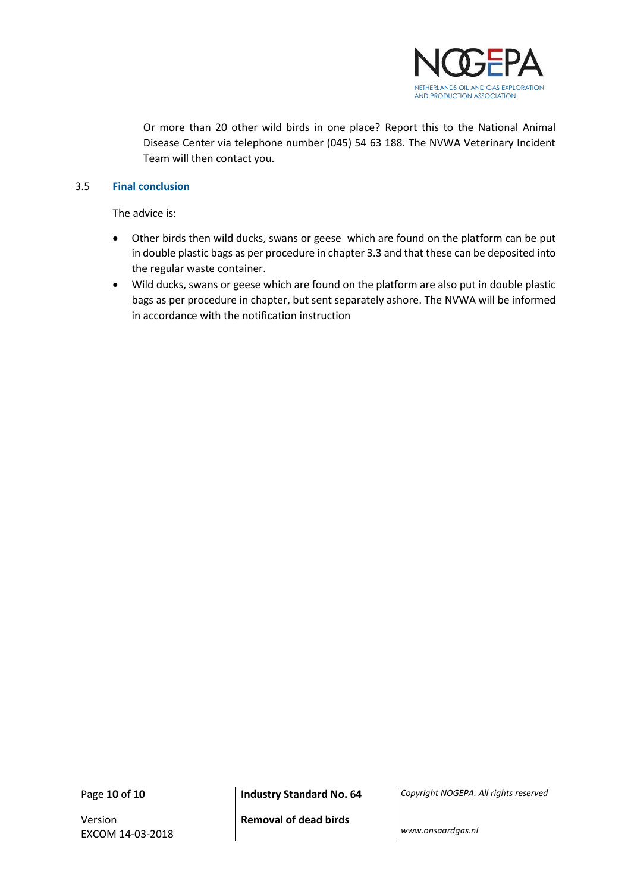Or more than 20 other wild birds in one place? Report this to the National Animal Disease Center via telephone number (045) 54 63 188. The NVWA Veterinary Incident Team will then contact you.

### 3.5 Final conclusion

The advice is:

- Other birds then wild ducks, swans or geese which are found on the platform can be put in double plastic bags as per procedure in chapter 3.3 and that these can be deposited into the regular waste container.
- Wild ducks, swans or geese which are found on the platform are also put in double plastic bags as per procedure in chapter, but sent separately ashore. The NVWA will be informed in accordance with the notification instruction